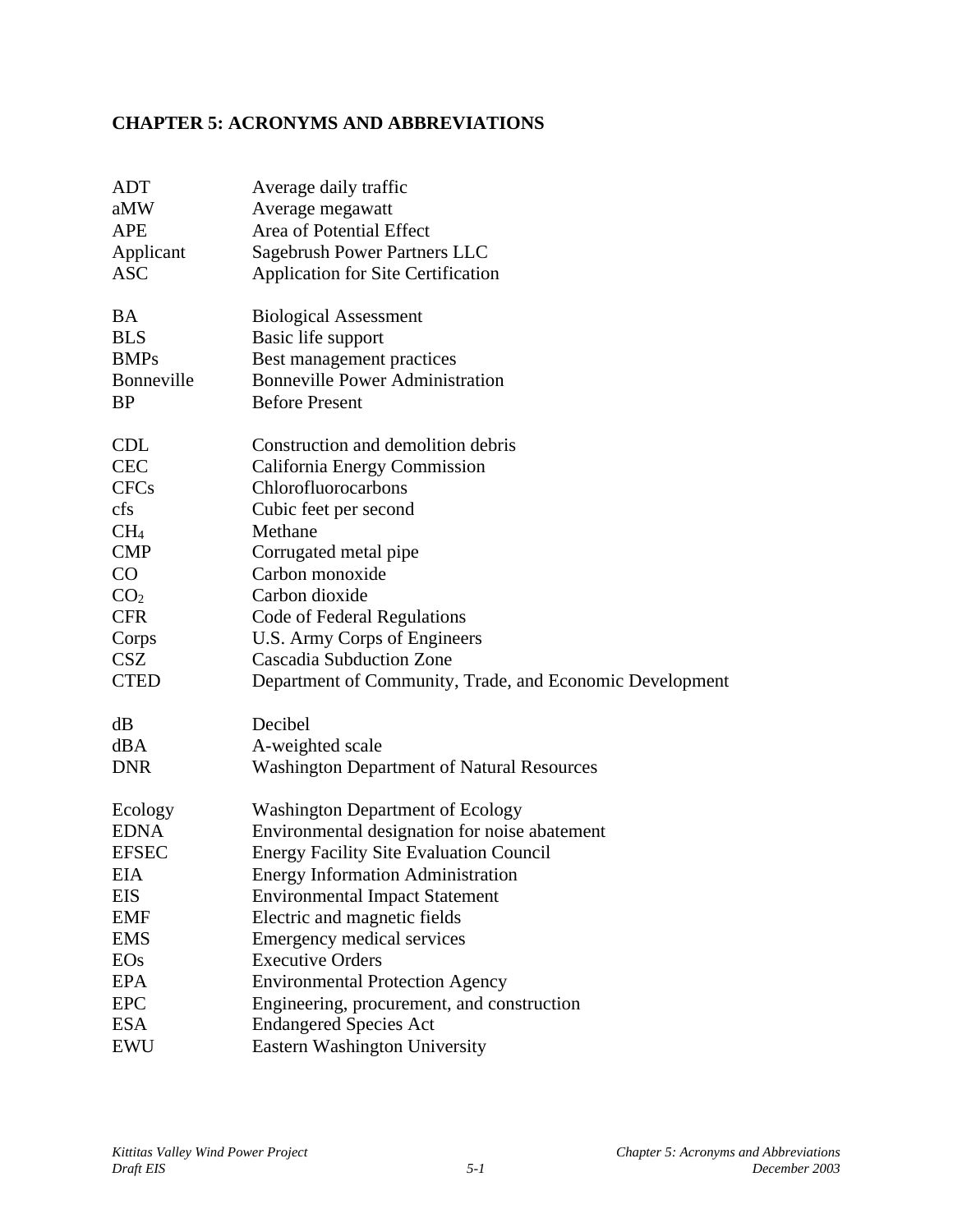# CHAPTER 5: ACRONYMS AND ABBREVIATIONS

| | |
|---|---|
| ADT | Average daily traffic |
| aMW | Average megawatt |
| APE | Area of Potential Effect |
| Applicant | Sagebrush Power Partners LLC |
| ASC | Application for Site Certification |
| BA | Biological Assessment |
| BLS | Basic life support |
| BMPs | Best management practices |
| Bonneville | Bonneville Power Administration |
| BP | Before Present |
| CDL | Construction and demolition debris |
| CEC | California Energy Commission |
| CFCs | Chlorofluorocarbons |
| cfs | Cubic feet per second |
| $CH_4$ | Methane |
| CMP | Corrugated metal pipe |
| CO | Carbon monoxide |
| $CO_2$ | Carbon dioxide |
| CFR | Code of Federal Regulations |
| Corps | U.S. Army Corps of Engineers |
| CSZ | Cascadia Subduction Zone |
| CTED | Department of Community, Trade, and Economic Development |
| dB | Decibel |
| dBA | A-weighted scale |
| DNR | Washington Department of Natural Resources |
| Ecology | Washington Department of Ecology |
| EDNA | Environmental designation for noise abatement |
| EFSEC | Energy Facility Site Evaluation Council |
| EIA | Energy Information Administration |
| EIS | Environmental Impact Statement |
| EMF | Electric and magnetic fields |
| EMS | Emergency medical services |
| EOs | Executive Orders |
| EPA | Environmental Protection Agency |
| EPC | Engineering, procurement, and construction |
| ESA | Endangered Species Act |
| EWU | Eastern Washington University |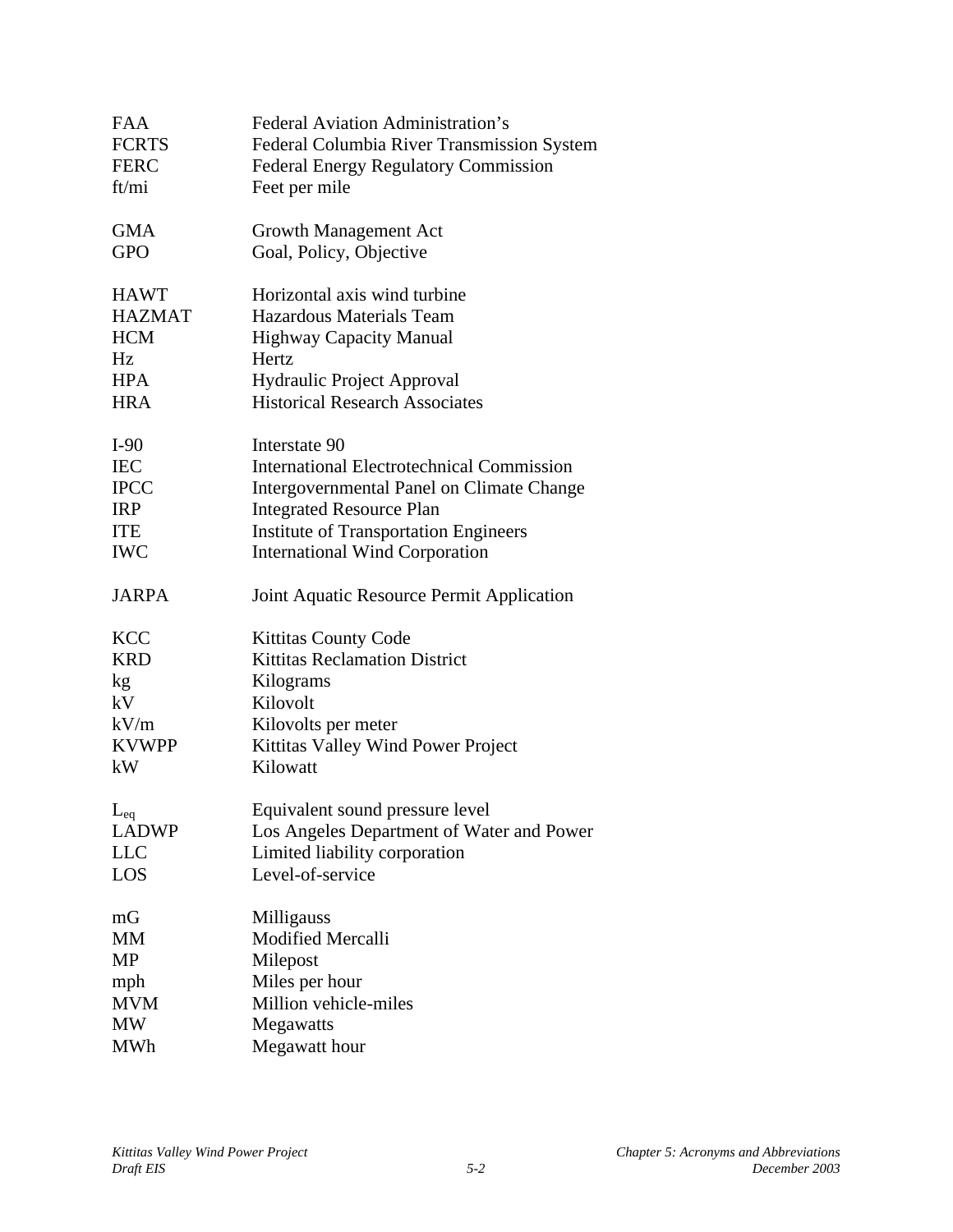| | |
|---|---|
| FAA | Federal Aviation Administration's |
| FCRTS | Federal Columbia River Transmission System |
| FERC | Federal Energy Regulatory Commission |
| ft/mi | Feet per mile |
| | |
| GMA | Growth Management Act |
| GPO | Goal, Policy, Objective |
| | |
| HAWT | Horizontal axis wind turbine |
| HAZMAT | Hazardous Materials Team |
| HCM | Highway Capacity Manual |
| Hz | Hertz |
| HPA | Hydraulic Project Approval |
| HRA | Historical Research Associates |
| | |
| I-90 | Interstate 90 |
| IEC | International Electrotechnical Commission |
| IPCC | Intergovernmental Panel on Climate Change |
| IRP | Integrated Resource Plan |
| ITE | Institute of Transportation Engineers |
| IWC | International Wind Corporation |
| | |
| JARPA | Joint Aquatic Resource Permit Application |
| | |
| KCC | Kittitas County Code |
| KRD | Kittitas Reclamation District |
| kg | Kilograms |
| kV | Kilovolt |
| kV/m | Kilovolts per meter |
| KVWPP | Kittitas Valley Wind Power Project |
| kW | Kilowatt |
| | |
| $L_{eq}$ | Equivalent sound pressure level |
| LADWP | Los Angeles Department of Water and Power |
| LLC | Limited liability corporation |
| LOS | Level-of-service |
| | |
| mG | Milligauss |
| MM | Modified Mercalli |
| MP | Milepost |
| mph | Miles per hour |
| MVM | Million vehicle-miles |
| MW | Megawatts |
| MWh | Megawatt hour |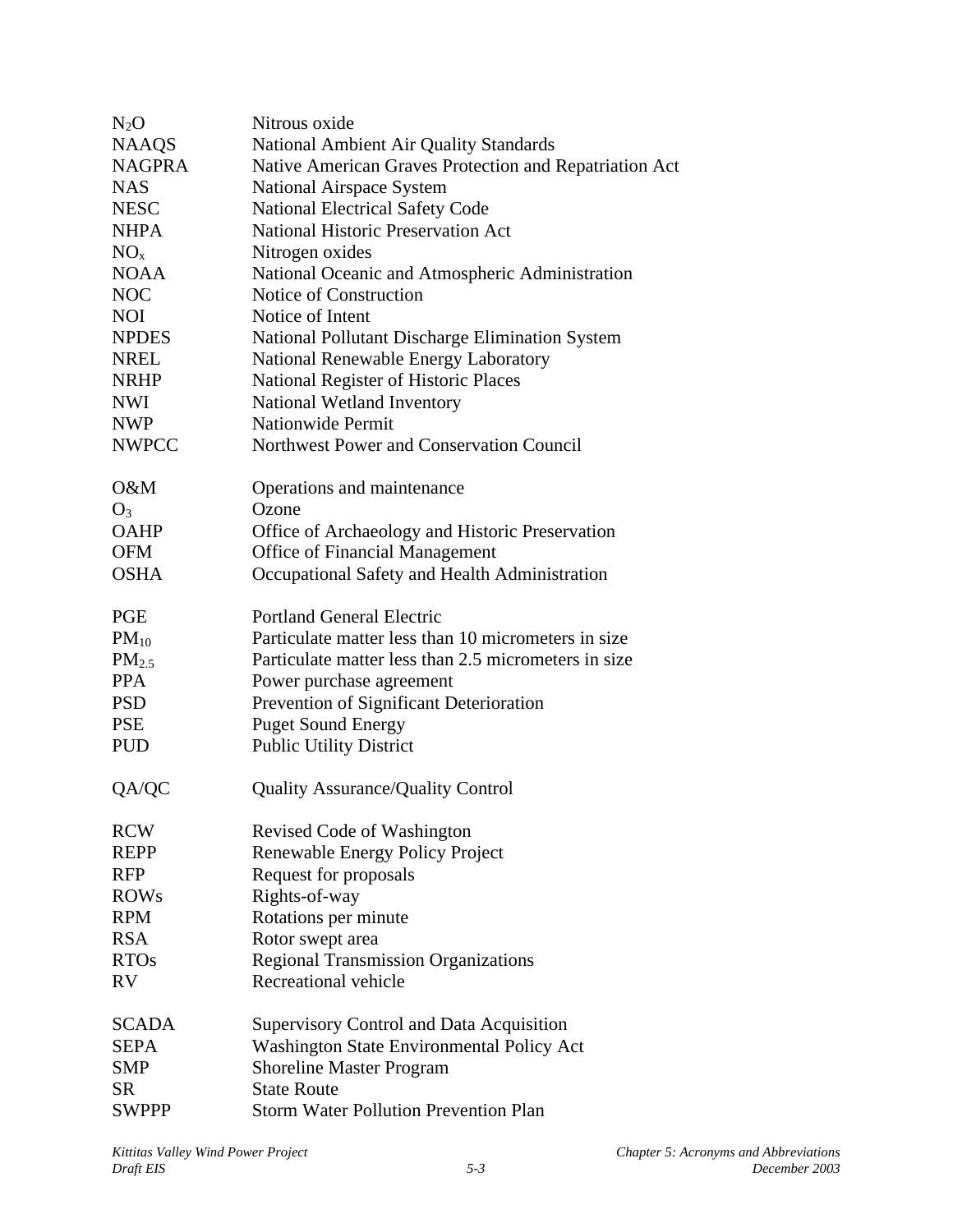| | |
|---|---|
| $N_2O$ | Nitrous oxide |
| NAAQS | National Ambient Air Quality Standards |
| NAGPRA | Native American Graves Protection and Repatriation Act |
| NAS | National Airspace System |
| NESC | National Electrical Safety Code |
| NHPA | National Historic Preservation Act |
| $NO_x$ | Nitrogen oxides |
| NOAA | National Oceanic and Atmospheric Administration |
| NOC | Notice of Construction |
| NOI | Notice of Intent |
| NPDES | National Pollutant Discharge Elimination System |
| NREL | National Renewable Energy Laboratory |
| NRHP | National Register of Historic Places |
| NWI | National Wetland Inventory |
| NWP | Nationwide Permit |
| NWPCC | Northwest Power and Conservation Council |
| | |
| O&M | Operations and maintenance |
| $O_3$ | Ozone |
| OAHP | Office of Archaeology and Historic Preservation |
| OFM | Office of Financial Management |
| OSHA | Occupational Safety and Health Administration |
| | |
| PGE | Portland General Electric |
| $PM_{10}$ | Particulate matter less than 10 micrometers in size |
| $PM_{2.5}$ | Particulate matter less than 2.5 micrometers in size |
| PPA | Power purchase agreement |
| PSD | Prevention of Significant Deterioration |
| PSE | Puget Sound Energy |
| PUD | Public Utility District |
| | |
| QA/QC | Quality Assurance/Quality Control |
| | |
| RCW | Revised Code of Washington |
| REPP | Renewable Energy Policy Project |
| RFP | Request for proposals |
| ROWs | Rights-of-way |
| RPM | Rotations per minute |
| RSA | Rotor swept area |
| RTOs | Regional Transmission Organizations |
| RV | Recreational vehicle |
| | |
| SCADA | Supervisory Control and Data Acquisition |
| SEPA | Washington State Environmental Policy Act |
| SMP | Shoreline Master Program |
| SR | State Route |
| SWPPP | Storm Water Pollution Prevention Plan |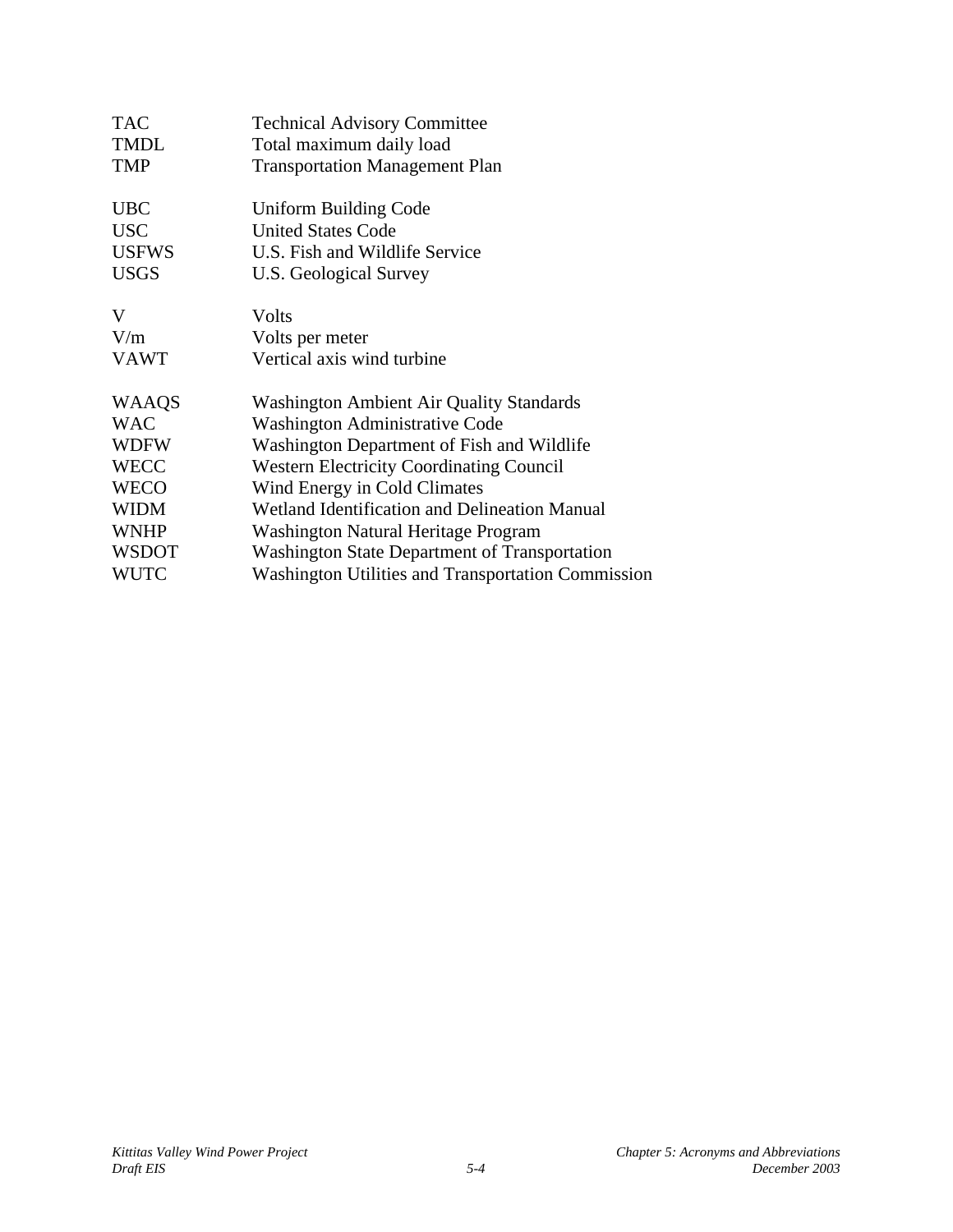| | |
|---|---|
| TAC | Technical Advisory Committee |
| TMDL | Total maximum daily load |
| TMP | Transportation Management Plan |
| | |
| UBC | Uniform Building Code |
| USC | United States Code |
| USFWS | U.S. Fish and Wildlife Service |
| USGS | U.S. Geological Survey |
| | |
| V | Volts |
| V/m | Volts per meter |
| VAWT | Vertical axis wind turbine |
| | |
| WAAQS | Washington Ambient Air Quality Standards |
| WAC | Washington Administrative Code |
| WDFW | Washington Department of Fish and Wildlife |
| WECC | Western Electricity Coordinating Council |
| WECO | Wind Energy in Cold Climates |
| WIDM | Wetland Identification and Delineation Manual |
| WNHP | Washington Natural Heritage Program |
| WSDOT | Washington State Department of Transportation |
| WUTC | Washington Utilities and Transportation Commission |